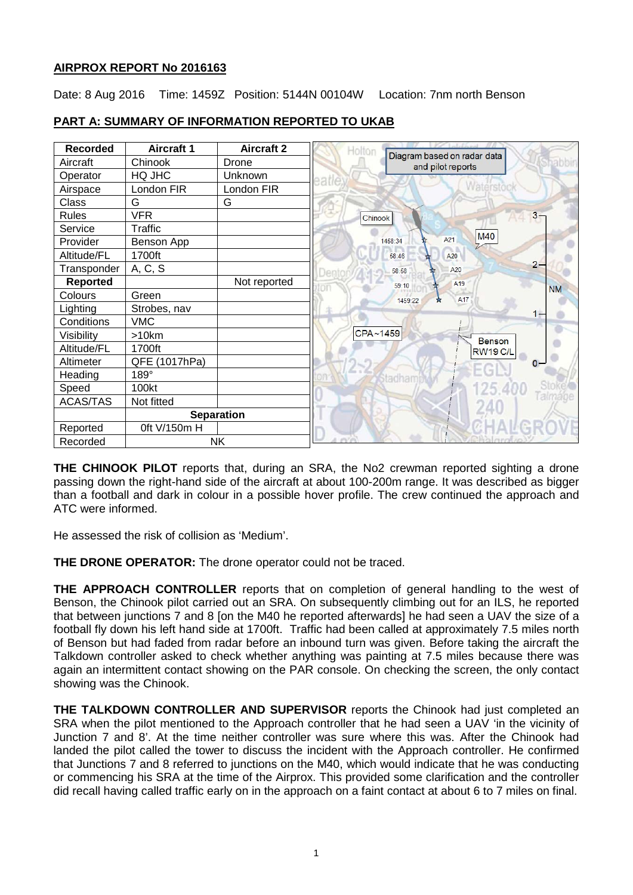**AIRPROX REPORT No 2016163**

Date: 8 Aug 2016 Time: 1459Z Position: 5144N 00104W Location: 7nm north Benson

## PART A: SUMMARY OF INFORMATION REPORTED TO UKAB

| Recorded | Aircraft 1 | Aircraft 2 |
|---|---|---|
| Aircraft | Chinook | Drone |
| Operator | HQ JHC | Unknown |
| Airspace | London FIR | London FIR |
| Class | G | G |
| Rules | VFR | |
| Service | Traffic | |
| Provider | Benson App | |
| Altitude/FL | 1700ft | |
| Transponder | A, C, S | |
| **Reported** | | Not reported |
| Colours | Green | |
| Lighting | Strobes, nav | |
| Conditions | VMC | |
| Visibility | >10km | |
| Altitude/FL | 1700ft | |
| Altimeter | QFE (1017hPa) | |
| Heading | 189° | |
| Speed | 100kt | |
| ACAS/TAS | Not fitted | |
| | **Separation** | |
| Reported | 0ft V/150m H | |
| Recorded | NK | |

**THE CHINOOK PILOT** reports that, during an SRA, the No2 crewman reported sighting a drone passing down the right-hand side of the aircraft at about 100-200m range. It was described as bigger than a football and dark in colour in a possible hover profile. The crew continued the approach and ATC were informed.

He assessed the risk of collision as 'Medium'.

**THE DRONE OPERATOR:** The drone operator could not be traced.

**THE APPROACH CONTROLLER** reports that on completion of general handling to the west of Benson, the Chinook pilot carried out an SRA. On subsequently climbing out for an ILS, he reported that between junctions 7 and 8 [on the M40 he reported afterwards] he had seen a UAV the size of a football fly down his left hand side at 1700ft. Traffic had been called at approximately 7.5 miles north of Benson but had faded from radar before an inbound turn was given. Before taking the aircraft the Talkdown controller asked to check whether anything was painting at 7.5 miles because there was again an intermittent contact showing on the PAR console. On checking the screen, the only contact showing was the Chinook.

**THE TALKDOWN CONTROLLER AND SUPERVISOR** reports the Chinook had just completed an SRA when the pilot mentioned to the Approach controller that he had seen a UAV 'in the vicinity of Junction 7 and 8'. At the time neither controller was sure where this was. After the Chinook had landed the pilot called the tower to discuss the incident with the Approach controller. He confirmed that Junctions 7 and 8 referred to junctions on the M40, which would indicate that he was conducting or commencing his SRA at the time of the Airprox. This provided some clarification and the controller did recall having called traffic early on in the approach on a faint contact at about 6 to 7 miles on final.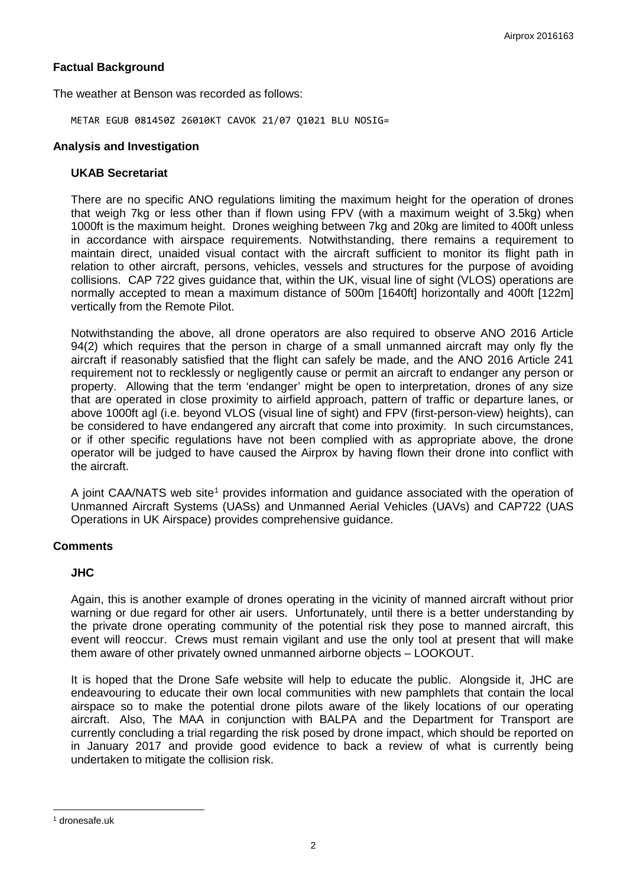## Factual Background

The weather at Benson was recorded as follows:

```
METAR EGUB 081450Z 26010KT CAVOK 21/07 Q1021 BLU NOSIG=
```

## Analysis and Investigation

### UKAB Secretariat

There are no specific ANO regulations limiting the maximum height for the operation of drones that weigh 7kg or less other than if flown using FPV (with a maximum weight of 3.5kg) when 1000ft is the maximum height. Drones weighing between 7kg and 20kg are limited to 400ft unless in accordance with airspace requirements. Notwithstanding, there remains a requirement to maintain direct, unaided visual contact with the aircraft sufficient to monitor its flight path in relation to other aircraft, persons, vehicles, vessels and structures for the purpose of avoiding collisions. CAP 722 gives guidance that, within the UK, visual line of sight (VLOS) operations are normally accepted to mean a maximum distance of 500m [1640ft] horizontally and 400ft [122m] vertically from the Remote Pilot.

Notwithstanding the above, all drone operators are also required to observe ANO 2016 Article 94(2) which requires that the person in charge of a small unmanned aircraft may only fly the aircraft if reasonably satisfied that the flight can safely be made, and the ANO 2016 Article 241 requirement not to recklessly or negligently cause or permit an aircraft to endanger any person or property. Allowing that the term 'endanger' might be open to interpretation, drones of any size that are operated in close proximity to airfield approach, pattern of traffic or departure lanes, or above 1000ft agl (i.e. beyond VLOS (visual line of sight) and FPV (first-person-view) heights), can be considered to have endangered any aircraft that come into proximity. In such circumstances, or if other specific regulations have not been complied with as appropriate above, the drone operator will be judged to have caused the Airprox by having flown their drone into conflict with the aircraft.

A joint CAA/NATS web site[1] provides information and guidance associated with the operation of Unmanned Aircraft Systems (UASs) and Unmanned Aerial Vehicles (UAVs) and CAP722 (UAS Operations in UK Airspace) provides comprehensive guidance.

## Comments

### JHC

Again, this is another example of drones operating in the vicinity of manned aircraft without prior warning or due regard for other air users. Unfortunately, until there is a better understanding by the private drone operating community of the potential risk they pose to manned aircraft, this event will reoccur. Crews must remain vigilant and use the only tool at present that will make them aware of other privately owned unmanned airborne objects – LOOKOUT.

It is hoped that the Drone Safe website will help to educate the public. Alongside it, JHC are endeavouring to educate their own local communities with new pamphlets that contain the local airspace so to make the potential drone pilots aware of the likely locations of our operating aircraft. Also, The MAA in conjunction with BALPA and the Department for Transport are currently concluding a trial regarding the risk posed by drone impact, which should be reported on in January 2017 and provide good evidence to back a review of what is currently being undertaken to mitigate the collision risk.

[1] dronesafe.uk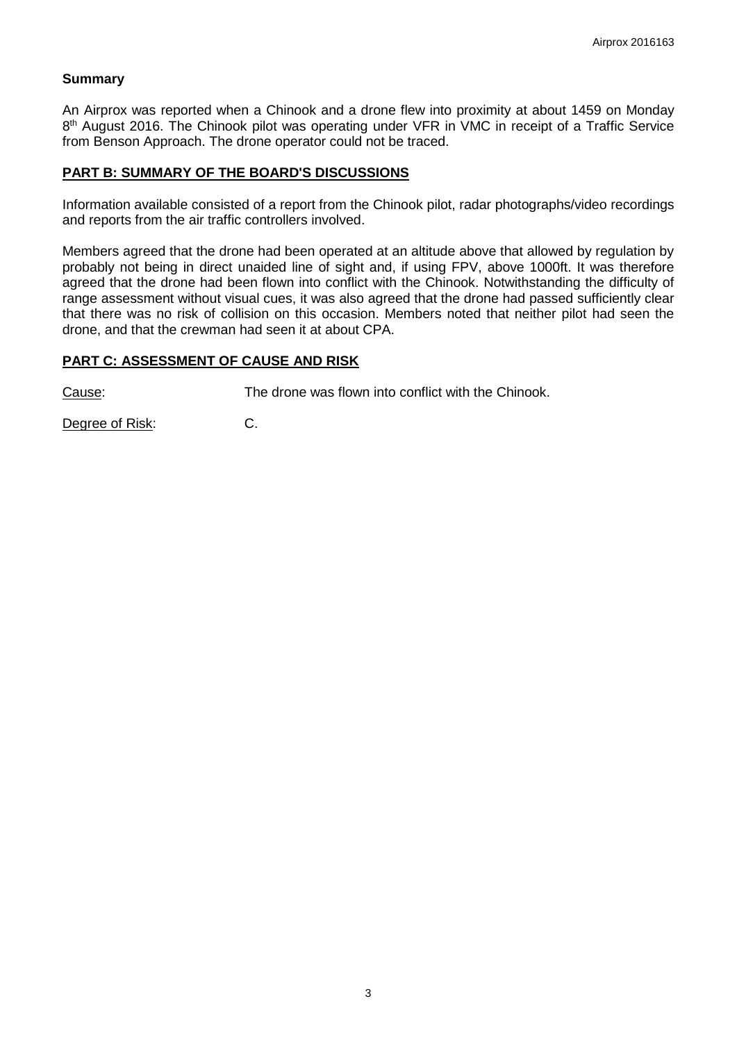**Summary**

An Airprox was reported when a Chinook and a drone flew into proximity at about 1459 on Monday 8th August 2016. The Chinook pilot was operating under VFR in VMC in receipt of a Traffic Service from Benson Approach. The drone operator could not be traced.

**PART B: SUMMARY OF THE BOARD'S DISCUSSIONS**

Information available consisted of a report from the Chinook pilot, radar photographs/video recordings and reports from the air traffic controllers involved.

Members agreed that the drone had been operated at an altitude above that allowed by regulation by probably not being in direct unaided line of sight and, if using FPV, above 1000ft. It was therefore agreed that the drone had been flown into conflict with the Chinook. Notwithstanding the difficulty of range assessment without visual cues, it was also agreed that the drone had passed sufficiently clear that there was no risk of collision on this occasion. Members noted that neither pilot had seen the drone, and that the crewman had seen it at about CPA.

**PART C: ASSESSMENT OF CAUSE AND RISK**

Cause: The drone was flown into conflict with the Chinook.

Degree of Risk: C.